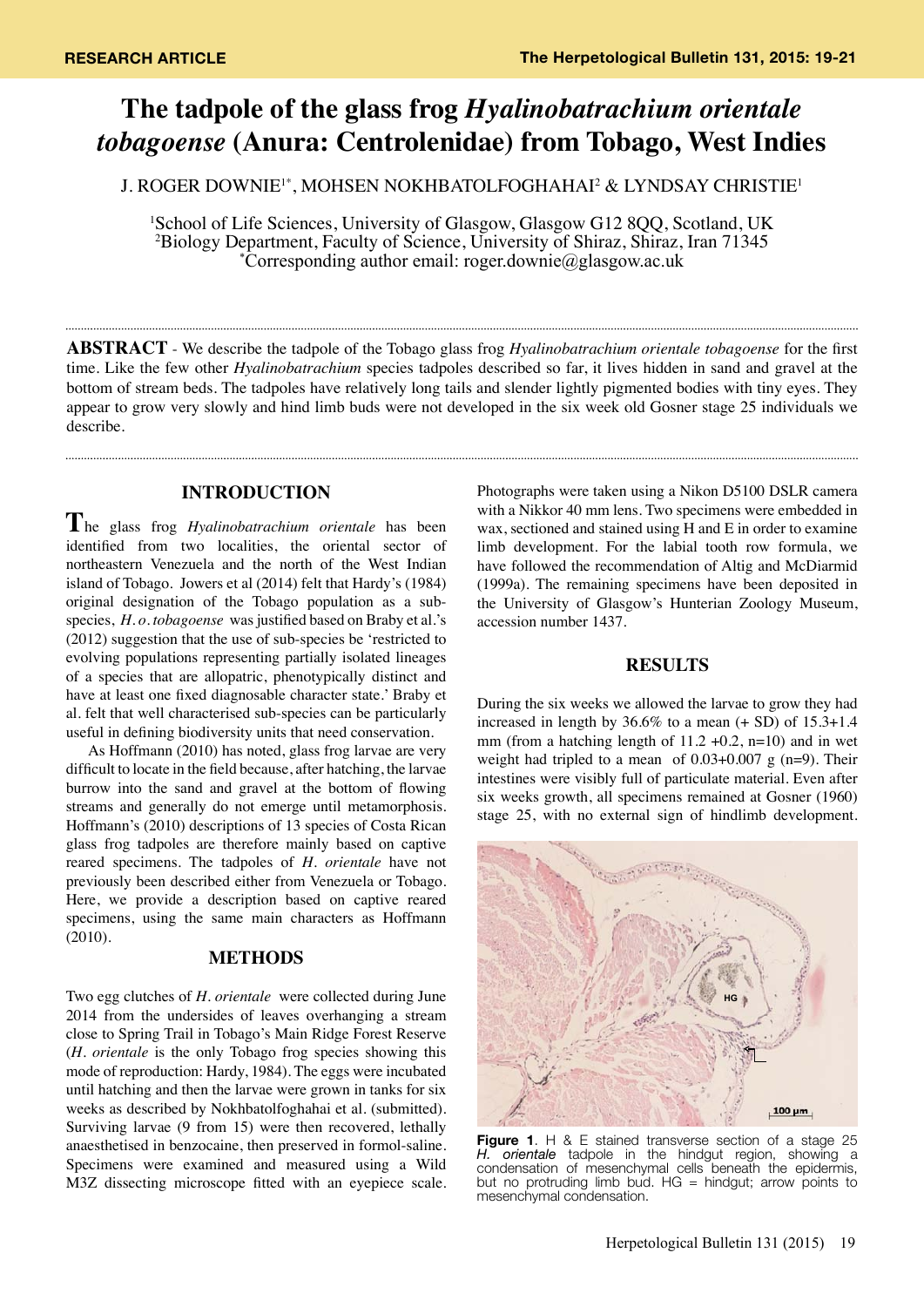RESEARCH ARTICLE

# The tadpole of the glass frog *Hyalinobatrachium orientale tobagoense* (Anura: Centrolenidae) from Tobago, West Indies

J. ROGER DOWNIE[1*], MOHSEN NOKHBATOLFOGHAHAI[2] & LYNDSAY CHRISTIE[1]

[1]School of Life Sciences, University of Glasgow, Glasgow G12 8QQ, Scotland, UK
[2]Biology Department, Faculty of Science, University of Shiraz, Shiraz, Iran 71345
[*]Corresponding author email: roger.downie@glasgow.ac.uk

**ABSTRACT** - We describe the tadpole of the Tobago glass frog *Hyalinobatrachium orientale tobagoense* for the first time. Like the few other *Hyalinobatrachium* species tadpoles described so far, it lives hidden in sand and gravel at the bottom of stream beds. The tadpoles have relatively long tails and slender lightly pigmented bodies with tiny eyes. They appear to grow very slowly and hind limb buds were not developed in the six week old Gosner stage 25 individuals we describe.

## INTRODUCTION

The glass frog *Hyalinobatrachium orientale* has been identified from two localities, the oriental sector of northeastern Venezuela and the north of the West Indian island of Tobago. Jowers et al (2014) felt that Hardy's (1984) original designation of the Tobago population as a sub-species, *H. o. tobagoense* was justified based on Braby et al.'s (2012) suggestion that the use of sub-species be 'restricted to evolving populations representing partially isolated lineages of a species that are allopatric, phenotypically distinct and have at least one fixed diagnosable character state.' Braby et al. felt that well characterised sub-species can be particularly useful in defining biodiversity units that need conservation.

As Hoffmann (2010) has noted, glass frog larvae are very difficult to locate in the field because, after hatching, the larvae burrow into the sand and gravel at the bottom of flowing streams and generally do not emerge until metamorphosis. Hoffmann's (2010) descriptions of 13 species of Costa Rican glass frog tadpoles are therefore mainly based on captive reared specimens. The tadpoles of *H. orientale* have not previously been described either from Venezuela or Tobago. Here, we provide a description based on captive reared specimens, using the same main characters as Hoffmann (2010).

## METHODS

Two egg clutches of *H. orientale* were collected during June 2014 from the undersides of leaves overhanging a stream close to Spring Trail in Tobago's Main Ridge Forest Reserve (*H. orientale* is the only Tobago frog species showing this mode of reproduction: Hardy, 1984). The eggs were incubated until hatching and then the larvae were grown in tanks for six weeks as described by Nokhbatolfoghahai et al. (submitted). Surviving larvae (9 from 15) were then recovered, lethally anaesthetised in benzocaine, then preserved in formol-saline. Specimens were examined and measured using a Wild M3Z dissecting microscope fitted with an eyepiece scale. Photographs were taken using a Nikon D5100 DSLR camera with a Nikkor 40 mm lens. Two specimens were embedded in wax, sectioned and stained using H and E in order to examine limb development. For the labial tooth row formula, we have followed the recommendation of Altig and McDiarmid (1999a). The remaining specimens have been deposited in the University of Glasgow's Hunterian Zoology Museum, accession number 1437.

## RESULTS

During the six weeks we allowed the larvae to grow they had increased in length by 36.6% to a mean (+ SD) of 15.3+1.4 mm (from a hatching length of 11.2 +0.2, n=10) and in wet weight had tripled to a mean of 0.03+0.007 g (n=9). Their intestines were visibly full of particulate material. Even after six weeks growth, all specimens remained at Gosner (1960) stage 25, with no external sign of hindlimb development.

**Figure 1**. H & E stained transverse section of a stage 25 *H. orientale* tadpole in the hindgut region, showing a condensation of mesenchymal cells beneath the epidermis, but no protruding limb bud. HG = hindgut; arrow points to mesenchymal condensation.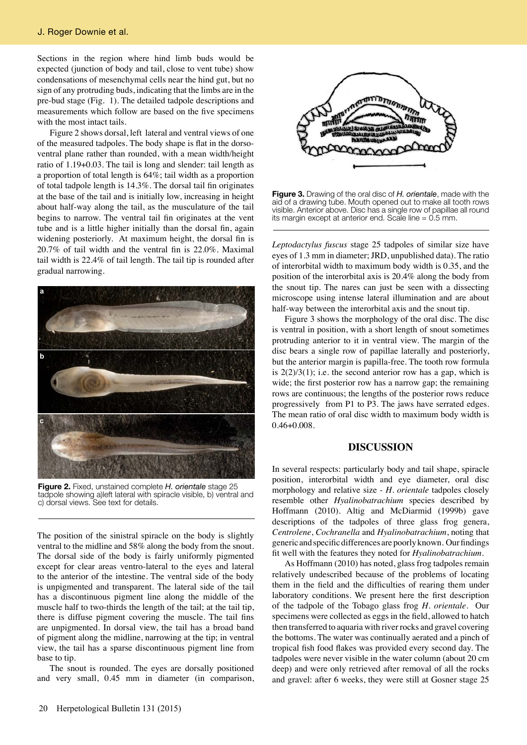Sections in the region where hind limb buds would be expected (junction of body and tail, close to vent tube) show condensations of mesenchymal cells near the hind gut, but no sign of any protruding buds, indicating that the limbs are in the pre-bud stage (Fig. 1). The detailed tadpole descriptions and measurements which follow are based on the five specimens with the most intact tails.

Figure 2 shows dorsal, left lateral and ventral views of one of the measured tadpoles. The body shape is flat in the dorso-ventral plane rather than rounded, with a mean width/height ratio of 1.19+0.03. The tail is long and slender: tail length as a proportion of total length is 64%; tail width as a proportion of total tadpole length is 14.3%. The dorsal tail fin originates at the base of the tail and is initially low, increasing in height about half-way along the tail, as the musculature of the tail begins to narrow. The ventral tail fin originates at the vent tube and is a little higher initially than the dorsal fin, again widening posteriorly. At maximum height, the dorsal fin is 20.7% of tail width and the ventral fin is 22.0%. Maximal tail width is 22.4% of tail length. The tail tip is rounded after gradual narrowing.

**Figure 2.** Fixed, unstained complete *H. orientale* stage 25 tadpole showing a)left lateral with spiracle visible, b) ventral and c) dorsal views. See text for details.

The position of the sinistral spiracle on the body is slightly ventral to the midline and 58% along the body from the snout. The dorsal side of the body is fairly uniformly pigmented except for clear areas ventro-lateral to the eyes and lateral to the anterior of the intestine. The ventral side of the body is unpigmented and transparent. The lateral side of the tail has a discontinuous pigment line along the middle of the muscle half to two-thirds the length of the tail; at the tail tip, there is diffuse pigment covering the muscle. The tail fins are unpigmented. In dorsal view, the tail has a broad band of pigment along the midline, narrowing at the tip; in ventral view, the tail has a sparse discontinuous pigment line from base to tip.

The snout is rounded. The eyes are dorsally positioned and very small, 0.45 mm in diameter (in comparison, *Leptodactylus fuscus* stage 25 tadpoles of similar size have eyes of 1.3 mm in diameter; JRD, unpublished data). The ratio of interorbital width to maximum body width is 0.35, and the position of the interorbital axis is 20.4% along the body from the snout tip. The nares can just be seen with a dissecting microscope using intense lateral illumination and are about half-way between the interorbital axis and the snout tip.

**Figure 3.** Drawing of the oral disc of *H. orientale*, made with the aid of a drawing tube. Mouth opened out to make all tooth rows visible. Anterior above. Disc has a single row of papillae all round its margin except at anterior end. Scale line = 0.5 mm.

Figure 3 shows the morphology of the oral disc. The disc is ventral in position, with a short length of snout sometimes protruding anterior to it in ventral view. The margin of the disc bears a single row of papillae laterally and posteriorly, but the anterior margin is papilla-free. The tooth row formula is 2(2)/3(1); i.e. the second anterior row has a gap, which is wide; the first posterior row has a narrow gap; the remaining rows are continuous; the lengths of the posterior rows reduce progressively from P1 to P3. The jaws have serrated edges. The mean ratio of oral disc width to maximum body width is 0.46+0.008.

## DISCUSSION

In several respects: particularly body and tail shape, spiracle position, interorbital width and eye diameter, oral disc morphology and relative size - *H. orientale* tadpoles closely resemble other *Hyalinobatrachium* species described by Hoffmann (2010). Altig and McDiarmid (1999b) gave descriptions of the tadpoles of three glass frog genera, *Centrolene*, *Cochranella* and *Hyalinobatrachium*, noting that generic and specific differences are poorly known. Our findings fit well with the features they noted for *Hyalinobatrachium*.

As Hoffmann (2010) has noted, glass frog tadpoles remain relatively undescribed because of the problems of locating them in the field and the difficulties of rearing them under laboratory conditions. We present here the first description of the tadpole of the Tobago glass frog *H. orientale*. Our specimens were collected as eggs in the field, allowed to hatch then transferred to aquaria with river rocks and gravel covering the bottoms. The water was continually aerated and a pinch of tropical fish food flakes was provided every second day. The tadpoles were never visible in the water column (about 20 cm deep) and were only retrieved after removal of all the rocks and gravel: after 6 weeks, they were still at Gosner stage 25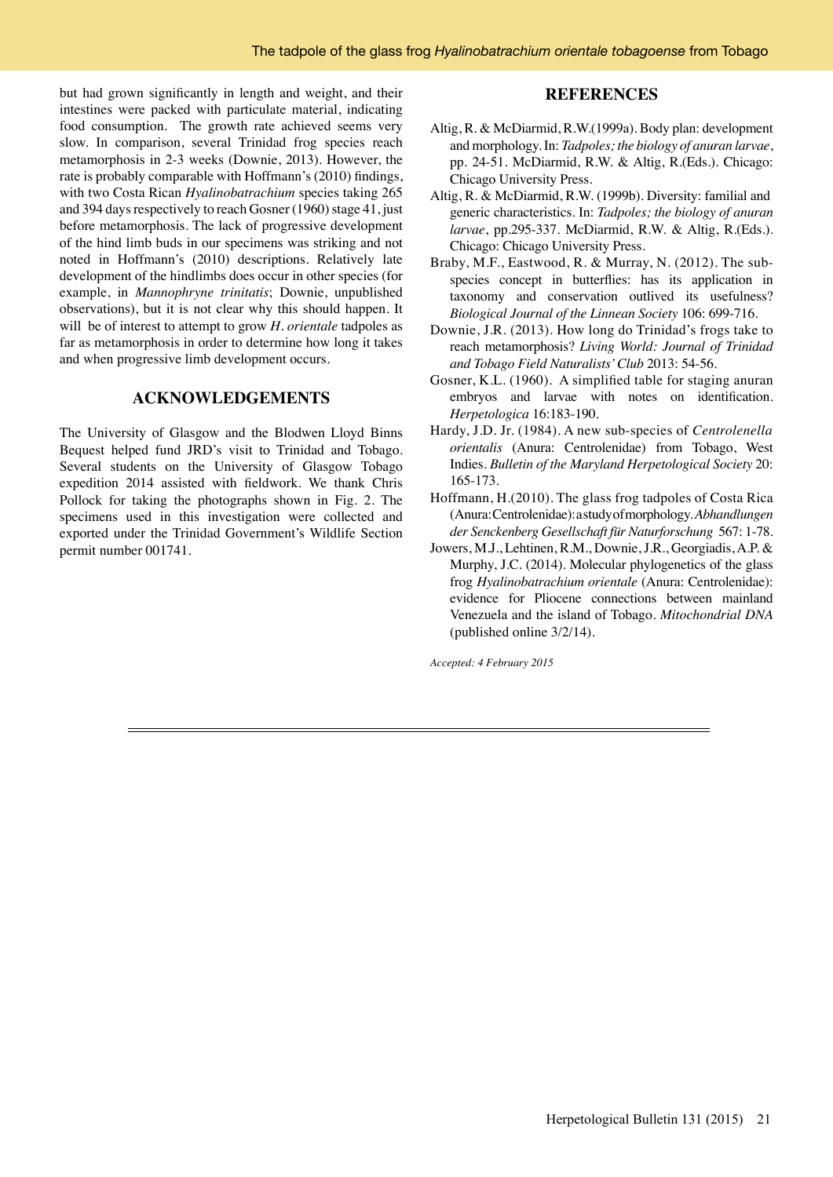but had grown significantly in length and weight, and their intestines were packed with particulate material, indicating food consumption. The growth rate achieved seems very slow. In comparison, several Trinidad frog species reach metamorphosis in 2-3 weeks (Downie, 2013). However, the rate is probably comparable with Hoffmann's (2010) findings, with two Costa Rican *Hyalinobatrachium* species taking 265 and 394 days respectively to reach Gosner (1960) stage 41, just before metamorphosis. The lack of progressive development of the hind limb buds in our specimens was striking and not noted in Hoffmann's (2010) descriptions. Relatively late development of the hindlimbs does occur in other species (for example, in *Mannophryne trinitatis*; Downie, unpublished observations), but it is not clear why this should happen. It will be of interest to attempt to grow *H. orientale* tadpoles as far as metamorphosis in order to determine how long it takes and when progressive limb development occurs.

## ACKNOWLEDGEMENTS

The University of Glasgow and the Blodwen Lloyd Binns Bequest helped fund JRD's visit to Trinidad and Tobago. Several students on the University of Glasgow Tobago expedition 2014 assisted with fieldwork. We thank Chris Pollock for taking the photographs shown in Fig. 2. The specimens used in this investigation were collected and exported under the Trinidad Government's Wildlife Section permit number 001741.

## REFERENCES

Altig, R. & McDiarmid, R.W.(1999a). Body plan: development and morphology. In: *Tadpoles; the biology of anuran larvae*, pp. 24-51. McDiarmid, R.W. & Altig, R.(Eds.). Chicago: Chicago University Press.

Altig, R. & McDiarmid, R.W. (1999b). Diversity: familial and generic characteristics. In: *Tadpoles; the biology of anuran larvae*, pp.295-337. McDiarmid, R.W. & Altig, R.(Eds.). Chicago: Chicago University Press.

Braby, M.F., Eastwood, R. & Murray, N. (2012). The subspecies concept in butterflies: has its application in taxonomy and conservation outlived its usefulness? *Biological Journal of the Linnean Society* 106: 699-716.

Downie, J.R. (2013). How long do Trinidad's frogs take to reach metamorphosis? *Living World: Journal of Trinidad and Tobago Field Naturalists' Club* 2013: 54-56.

Gosner, K.L. (1960). A simplified table for staging anuran embryos and larvae with notes on identification. *Herpetologica* 16:183-190.

Hardy, J.D. Jr. (1984). A new sub-species of *Centrolenella orientalis* (Anura: Centrolenidae) from Tobago, West Indies. *Bulletin of the Maryland Herpetological Society* 20: 165-173.

Hoffmann, H.(2010). The glass frog tadpoles of Costa Rica (Anura:Centrolenidae): a study of morphology. *Abhandlungen der Senckenberg Gesellschaft für Naturforschung* 567: 1-78.

Jowers, M.J., Lehtinen, R.M., Downie, J.R., Georgiadis, A.P. & Murphy, J.C. (2014). Molecular phylogenetics of the glass frog *Hyalinobatrachium orientale* (Anura: Centrolenidae): evidence for Pliocene connections between mainland Venezuela and the island of Tobago. *Mitochondrial DNA* (published online 3/2/14).

*Accepted: 4 February 2015*